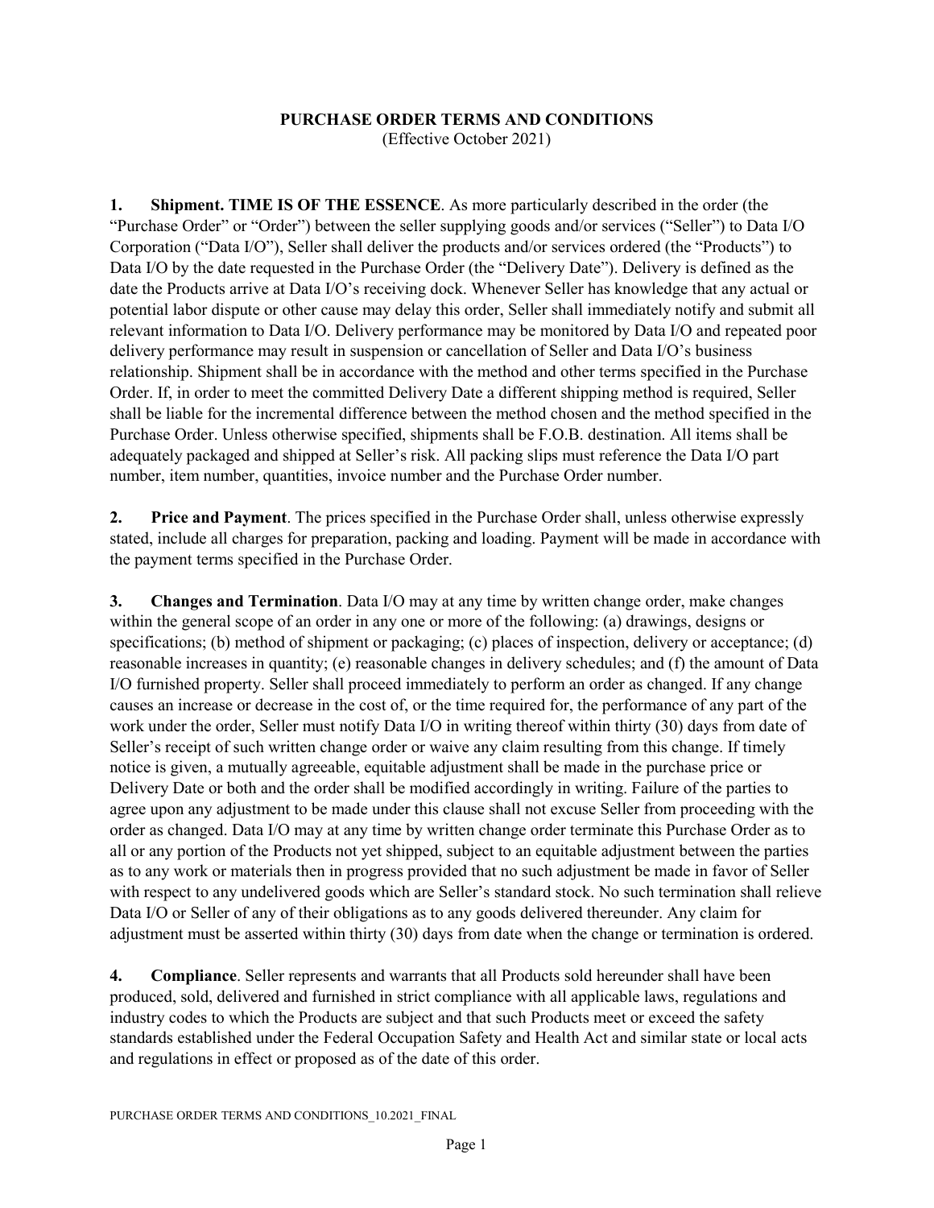# PURCHASE ORDER TERMS AND CONDITIONS

(Effective October 2021)

**1. Shipment. TIME IS OF THE ESSENCE**. As more particularly described in the order (the "Purchase Order" or "Order") between the seller supplying goods and/or services ("Seller") to Data I/O Corporation ("Data I/O"), Seller shall deliver the products and/or services ordered (the "Products") to Data I/O by the date requested in the Purchase Order (the "Delivery Date"). Delivery is defined as the date the Products arrive at Data I/O's receiving dock. Whenever Seller has knowledge that any actual or potential labor dispute or other cause may delay this order, Seller shall immediately notify and submit all relevant information to Data I/O. Delivery performance may be monitored by Data I/O and repeated poor delivery performance may result in suspension or cancellation of Seller and Data I/O's business relationship. Shipment shall be in accordance with the method and other terms specified in the Purchase Order. If, in order to meet the committed Delivery Date a different shipping method is required, Seller shall be liable for the incremental difference between the method chosen and the method specified in the Purchase Order. Unless otherwise specified, shipments shall be F.O.B. destination. All items shall be adequately packaged and shipped at Seller's risk. All packing slips must reference the Data I/O part number, item number, quantities, invoice number and the Purchase Order number.

**2. Price and Payment**. The prices specified in the Purchase Order shall, unless otherwise expressly stated, include all charges for preparation, packing and loading. Payment will be made in accordance with the payment terms specified in the Purchase Order.

**3. Changes and Termination**. Data I/O may at any time by written change order, make changes within the general scope of an order in any one or more of the following: (a) drawings, designs or specifications; (b) method of shipment or packaging; (c) places of inspection, delivery or acceptance; (d) reasonable increases in quantity; (e) reasonable changes in delivery schedules; and (f) the amount of Data I/O furnished property. Seller shall proceed immediately to perform an order as changed. If any change causes an increase or decrease in the cost of, or the time required for, the performance of any part of the work under the order, Seller must notify Data I/O in writing thereof within thirty (30) days from date of Seller's receipt of such written change order or waive any claim resulting from this change. If timely notice is given, a mutually agreeable, equitable adjustment shall be made in the purchase price or Delivery Date or both and the order shall be modified accordingly in writing. Failure of the parties to agree upon any adjustment to be made under this clause shall not excuse Seller from proceeding with the order as changed. Data I/O may at any time by written change order terminate this Purchase Order as to all or any portion of the Products not yet shipped, subject to an equitable adjustment between the parties as to any work or materials then in progress provided that no such adjustment be made in favor of Seller with respect to any undelivered goods which are Seller's standard stock. No such termination shall relieve Data I/O or Seller of any of their obligations as to any goods delivered thereunder. Any claim for adjustment must be asserted within thirty (30) days from date when the change or termination is ordered.

**4. Compliance**. Seller represents and warrants that all Products sold hereunder shall have been produced, sold, delivered and furnished in strict compliance with all applicable laws, regulations and industry codes to which the Products are subject and that such Products meet or exceed the safety standards established under the Federal Occupation Safety and Health Act and similar state or local acts and regulations in effect or proposed as of the date of this order.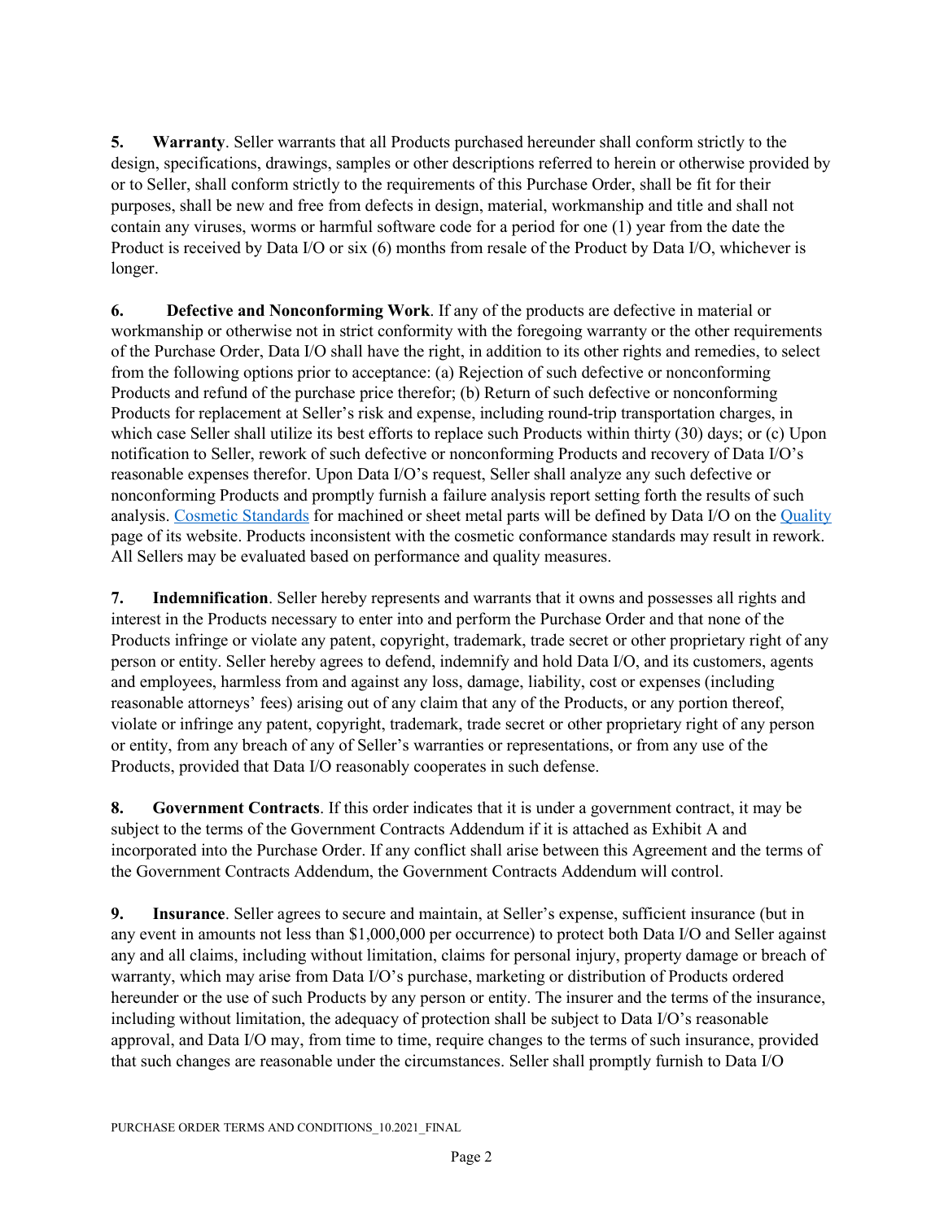**5. Warranty**. Seller warrants that all Products purchased hereunder shall conform strictly to the design, specifications, drawings, samples or other descriptions referred to herein or otherwise provided by or to Seller, shall conform strictly to the requirements of this Purchase Order, shall be fit for their purposes, shall be new and free from defects in design, material, workmanship and title and shall not contain any viruses, worms or harmful software code for a period for one (1) year from the date the Product is received by Data I/O or six (6) months from resale of the Product by Data I/O, whichever is longer.

**6. Defective and Nonconforming Work**. If any of the products are defective in material or workmanship or otherwise not in strict conformity with the foregoing warranty or the other requirements of the Purchase Order, Data I/O shall have the right, in addition to its other rights and remedies, to select from the following options prior to acceptance: (a) Rejection of such defective or nonconforming Products and refund of the purchase price therefor; (b) Return of such defective or nonconforming Products for replacement at Seller's risk and expense, including round-trip transportation charges, in which case Seller shall utilize its best efforts to replace such Products within thirty (30) days; or (c) Upon notification to Seller, rework of such defective or nonconforming Products and recovery of Data I/O's reasonable expenses therefor. Upon Data I/O's request, Seller shall analyze any such defective or nonconforming Products and promptly furnish a failure analysis report setting forth the results of such analysis. Cosmetic Standards for machined or sheet metal parts will be defined by Data I/O on the Quality page of its website. Products inconsistent with the cosmetic conformance standards may result in rework. All Sellers may be evaluated based on performance and quality measures.

**7. Indemnification**. Seller hereby represents and warrants that it owns and possesses all rights and interest in the Products necessary to enter into and perform the Purchase Order and that none of the Products infringe or violate any patent, copyright, trademark, trade secret or other proprietary right of any person or entity. Seller hereby agrees to defend, indemnify and hold Data I/O, and its customers, agents and employees, harmless from and against any loss, damage, liability, cost or expenses (including reasonable attorneys' fees) arising out of any claim that any of the Products, or any portion thereof, violate or infringe any patent, copyright, trademark, trade secret or other proprietary right of any person or entity, from any breach of any of Seller's warranties or representations, or from any use of the Products, provided that Data I/O reasonably cooperates in such defense.

**8. Government Contracts**. If this order indicates that it is under a government contract, it may be subject to the terms of the Government Contracts Addendum if it is attached as Exhibit A and incorporated into the Purchase Order. If any conflict shall arise between this Agreement and the terms of the Government Contracts Addendum, the Government Contracts Addendum will control.

**9. Insurance**. Seller agrees to secure and maintain, at Seller's expense, sufficient insurance (but in any event in amounts not less than $1,000,000 per occurrence) to protect both Data I/O and Seller against any and all claims, including without limitation, claims for personal injury, property damage or breach of warranty, which may arise from Data I/O's purchase, marketing or distribution of Products ordered hereunder or the use of such Products by any person or entity. The insurer and the terms of the insurance, including without limitation, the adequacy of protection shall be subject to Data I/O's reasonable approval, and Data I/O may, from time to time, require changes to the terms of such insurance, provided that such changes are reasonable under the circumstances. Seller shall promptly furnish to Data I/O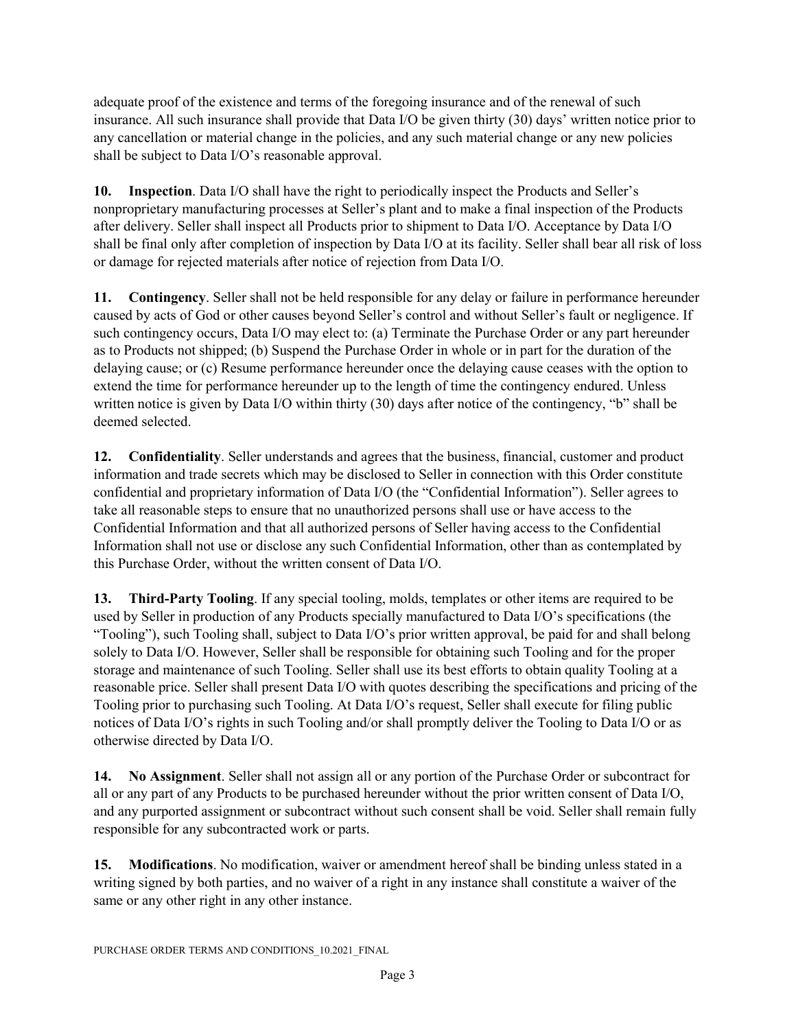adequate proof of the existence and terms of the foregoing insurance and of the renewal of such insurance. All such insurance shall provide that Data I/O be given thirty (30) days' written notice prior to any cancellation or material change in the policies, and any such material change or any new policies shall be subject to Data I/O's reasonable approval.

**10. Inspection**. Data I/O shall have the right to periodically inspect the Products and Seller's nonproprietary manufacturing processes at Seller's plant and to make a final inspection of the Products after delivery. Seller shall inspect all Products prior to shipment to Data I/O. Acceptance by Data I/O shall be final only after completion of inspection by Data I/O at its facility. Seller shall bear all risk of loss or damage for rejected materials after notice of rejection from Data I/O.

**11. Contingency**. Seller shall not be held responsible for any delay or failure in performance hereunder caused by acts of God or other causes beyond Seller's control and without Seller's fault or negligence. If such contingency occurs, Data I/O may elect to: (a) Terminate the Purchase Order or any part hereunder as to Products not shipped; (b) Suspend the Purchase Order in whole or in part for the duration of the delaying cause; or (c) Resume performance hereunder once the delaying cause ceases with the option to extend the time for performance hereunder up to the length of time the contingency endured. Unless written notice is given by Data I/O within thirty (30) days after notice of the contingency, "b" shall be deemed selected.

**12. Confidentiality**. Seller understands and agrees that the business, financial, customer and product information and trade secrets which may be disclosed to Seller in connection with this Order constitute confidential and proprietary information of Data I/O (the "Confidential Information"). Seller agrees to take all reasonable steps to ensure that no unauthorized persons shall use or have access to the Confidential Information and that all authorized persons of Seller having access to the Confidential Information shall not use or disclose any such Confidential Information, other than as contemplated by this Purchase Order, without the written consent of Data I/O.

**13. Third-Party Tooling**. If any special tooling, molds, templates or other items are required to be used by Seller in production of any Products specially manufactured to Data I/O's specifications (the "Tooling"), such Tooling shall, subject to Data I/O's prior written approval, be paid for and shall belong solely to Data I/O. However, Seller shall be responsible for obtaining such Tooling and for the proper storage and maintenance of such Tooling. Seller shall use its best efforts to obtain quality Tooling at a reasonable price. Seller shall present Data I/O with quotes describing the specifications and pricing of the Tooling prior to purchasing such Tooling. At Data I/O's request, Seller shall execute for filing public notices of Data I/O's rights in such Tooling and/or shall promptly deliver the Tooling to Data I/O or as otherwise directed by Data I/O.

**14. No Assignment**. Seller shall not assign all or any portion of the Purchase Order or subcontract for all or any part of any Products to be purchased hereunder without the prior written consent of Data I/O, and any purported assignment or subcontract without such consent shall be void. Seller shall remain fully responsible for any subcontracted work or parts.

**15. Modifications**. No modification, waiver or amendment hereof shall be binding unless stated in a writing signed by both parties, and no waiver of a right in any instance shall constitute a waiver of the same or any other right in any other instance.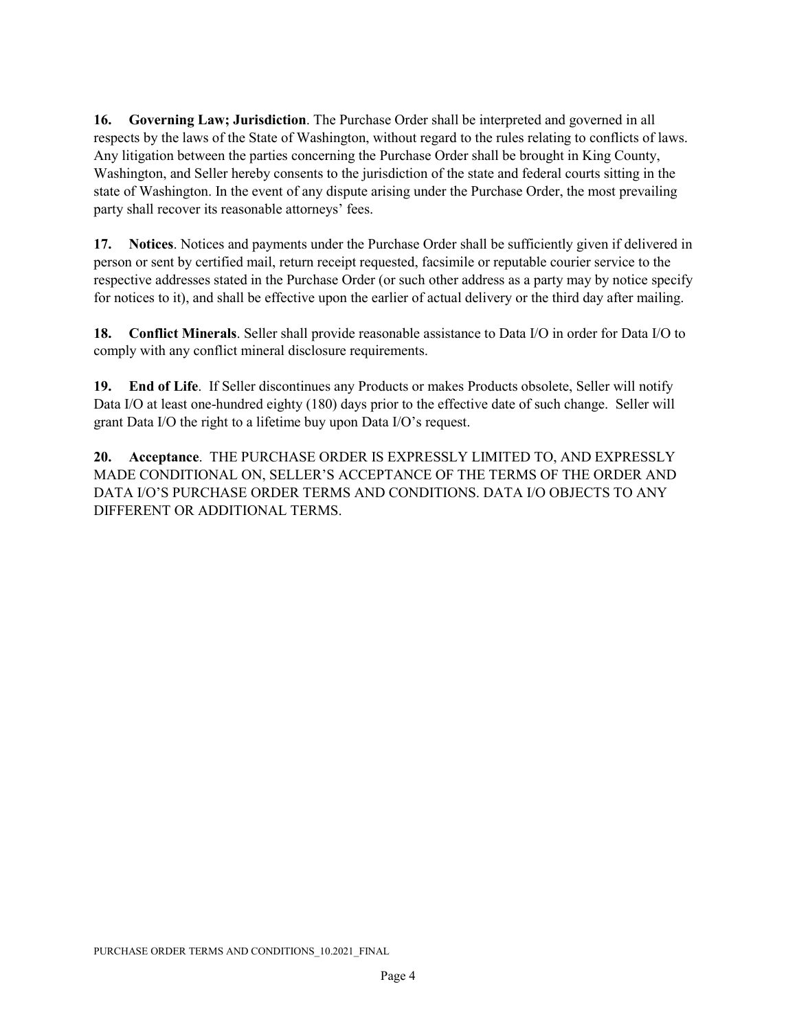**16. Governing Law; Jurisdiction**. The Purchase Order shall be interpreted and governed in all respects by the laws of the State of Washington, without regard to the rules relating to conflicts of laws. Any litigation between the parties concerning the Purchase Order shall be brought in King County, Washington, and Seller hereby consents to the jurisdiction of the state and federal courts sitting in the state of Washington. In the event of any dispute arising under the Purchase Order, the most prevailing party shall recover its reasonable attorneys' fees.

**17. Notices**. Notices and payments under the Purchase Order shall be sufficiently given if delivered in person or sent by certified mail, return receipt requested, facsimile or reputable courier service to the respective addresses stated in the Purchase Order (or such other address as a party may by notice specify for notices to it), and shall be effective upon the earlier of actual delivery or the third day after mailing.

**18. Conflict Minerals**. Seller shall provide reasonable assistance to Data I/O in order for Data I/O to comply with any conflict mineral disclosure requirements.

**19. End of Life**. If Seller discontinues any Products or makes Products obsolete, Seller will notify Data I/O at least one-hundred eighty (180) days prior to the effective date of such change. Seller will grant Data I/O the right to a lifetime buy upon Data I/O's request.

**20. Acceptance**. THE PURCHASE ORDER IS EXPRESSLY LIMITED TO, AND EXPRESSLY MADE CONDITIONAL ON, SELLER'S ACCEPTANCE OF THE TERMS OF THE ORDER AND DATA I/O'S PURCHASE ORDER TERMS AND CONDITIONS. DATA I/O OBJECTS TO ANY DIFFERENT OR ADDITIONAL TERMS.